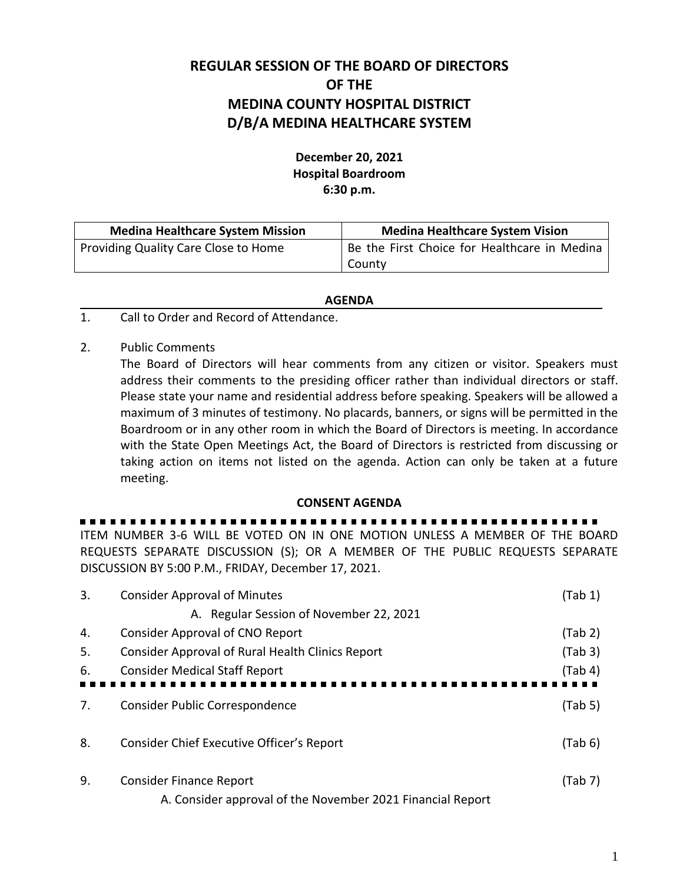# REGULAR SESSION OF THE BOARD OF DIRECTORS OF THE MEDINA COUNTY HOSPITAL DISTRICT D/B/A MEDINA HEALTHCARE SYSTEM

**December 20, 2021**
**Hospital Boardroom**
**6:30 p.m.**

| Medina Healthcare System Mission | Medina Healthcare System Vision |
| --- | --- |
| Providing Quality Care Close to Home | Be the First Choice for Healthcare in Medina County |

## AGENDA

1. Call to Order and Record of Attendance.

2. Public Comments
   The Board of Directors will hear comments from any citizen or visitor. Speakers must address their comments to the presiding officer rather than individual directors or staff. Please state your name and residential address before speaking. Speakers will be allowed a maximum of 3 minutes of testimony. No placards, banners, or signs will be permitted in the Boardroom or in any other room in which the Board of Directors is meeting. In accordance with the State Open Meetings Act, the Board of Directors is restricted from discussing or taking action on items not listed on the agenda. Action can only be taken at a future meeting.

## CONSENT AGENDA

ITEM NUMBER 3-6 WILL BE VOTED ON IN ONE MOTION UNLESS A MEMBER OF THE BOARD REQUESTS SEPARATE DISCUSSION (S); OR A MEMBER OF THE PUBLIC REQUESTS SEPARATE DISCUSSION BY 5:00 P.M., FRIDAY, December 17, 2021.

3. Consider Approval of Minutes (Tab 1)
   A. Regular Session of November 22, 2021
4. Consider Approval of CNO Report (Tab 2)
5. Consider Approval of Rural Health Clinics Report (Tab 3)
6. Consider Medical Staff Report (Tab 4)

7. Consider Public Correspondence (Tab 5)

8. Consider Chief Executive Officer's Report (Tab 6)

9. Consider Finance Report (Tab 7)
   A. Consider approval of the November 2021 Financial Report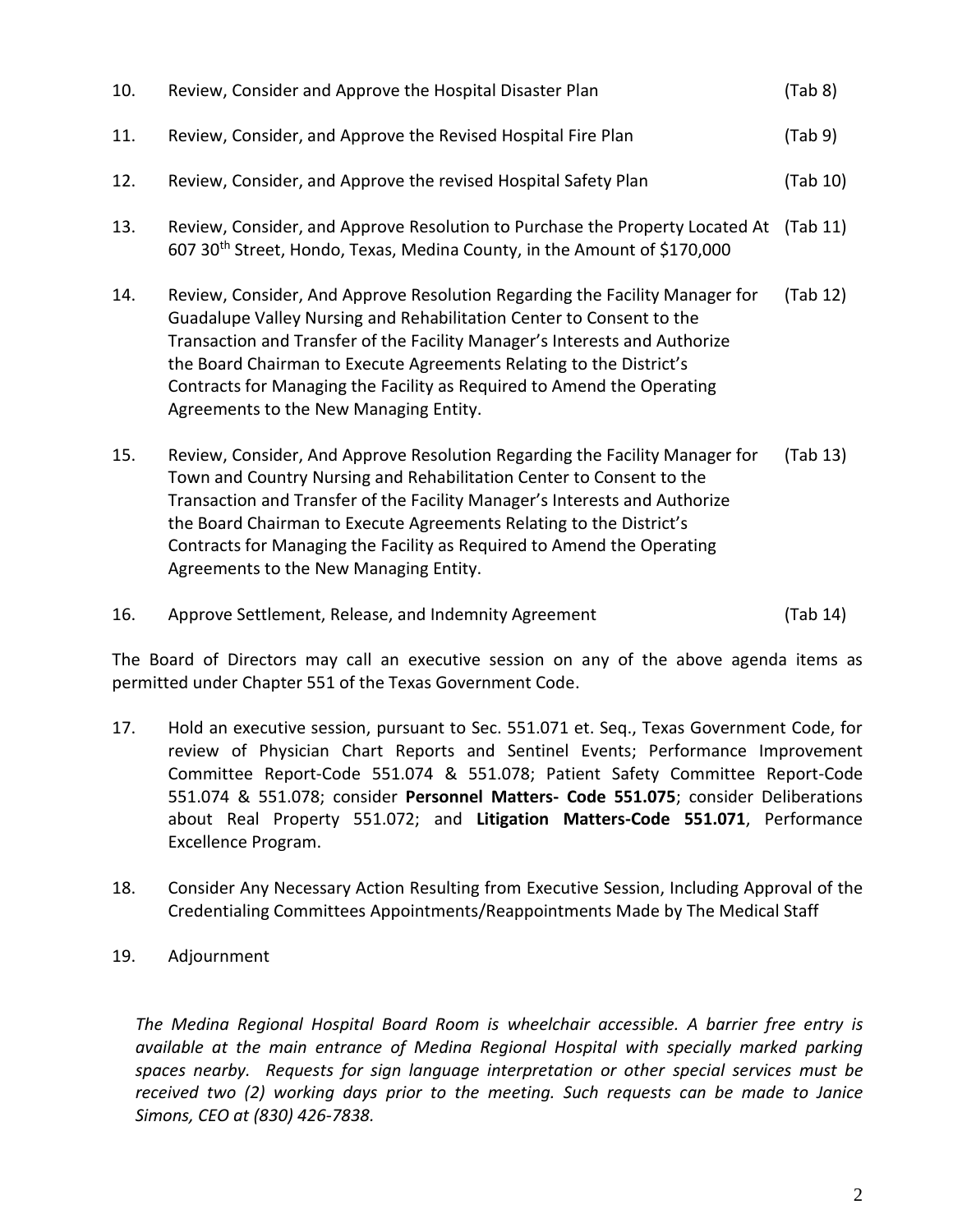10. Review, Consider and Approve the Hospital Disaster Plan (Tab 8)

11. Review, Consider, and Approve the Revised Hospital Fire Plan (Tab 9)

12. Review, Consider, and Approve the revised Hospital Safety Plan (Tab 10)

13. Review, Consider, and Approve Resolution to Purchase the Property Located At 607 30th Street, Hondo, Texas, Medina County, in the Amount of $170,000 (Tab 11)

14. Review, Consider, And Approve Resolution Regarding the Facility Manager for Guadalupe Valley Nursing and Rehabilitation Center to Consent to the Transaction and Transfer of the Facility Manager's Interests and Authorize the Board Chairman to Execute Agreements Relating to the District's Contracts for Managing the Facility as Required to Amend the Operating Agreements to the New Managing Entity. (Tab 12)

15. Review, Consider, And Approve Resolution Regarding the Facility Manager for Town and Country Nursing and Rehabilitation Center to Consent to the Transaction and Transfer of the Facility Manager's Interests and Authorize the Board Chairman to Execute Agreements Relating to the District's Contracts for Managing the Facility as Required to Amend the Operating Agreements to the New Managing Entity. (Tab 13)

16. Approve Settlement, Release, and Indemnity Agreement (Tab 14)

The Board of Directors may call an executive session on any of the above agenda items as permitted under Chapter 551 of the Texas Government Code.

17. Hold an executive session, pursuant to Sec. 551.071 et. Seq., Texas Government Code, for review of Physician Chart Reports and Sentinel Events; Performance Improvement Committee Report-Code 551.074 & 551.078; Patient Safety Committee Report-Code 551.074 & 551.078; consider **Personnel Matters- Code 551.075**; consider Deliberations about Real Property 551.072; and **Litigation Matters-Code 551.071**, Performance Excellence Program.

18. Consider Any Necessary Action Resulting from Executive Session, Including Approval of the Credentialing Committees Appointments/Reappointments Made by The Medical Staff

19. Adjournment

*The Medina Regional Hospital Board Room is wheelchair accessible. A barrier free entry is available at the main entrance of Medina Regional Hospital with specially marked parking spaces nearby. Requests for sign language interpretation or other special services must be received two (2) working days prior to the meeting. Such requests can be made to Janice Simons, CEO at (830) 426-7838.*